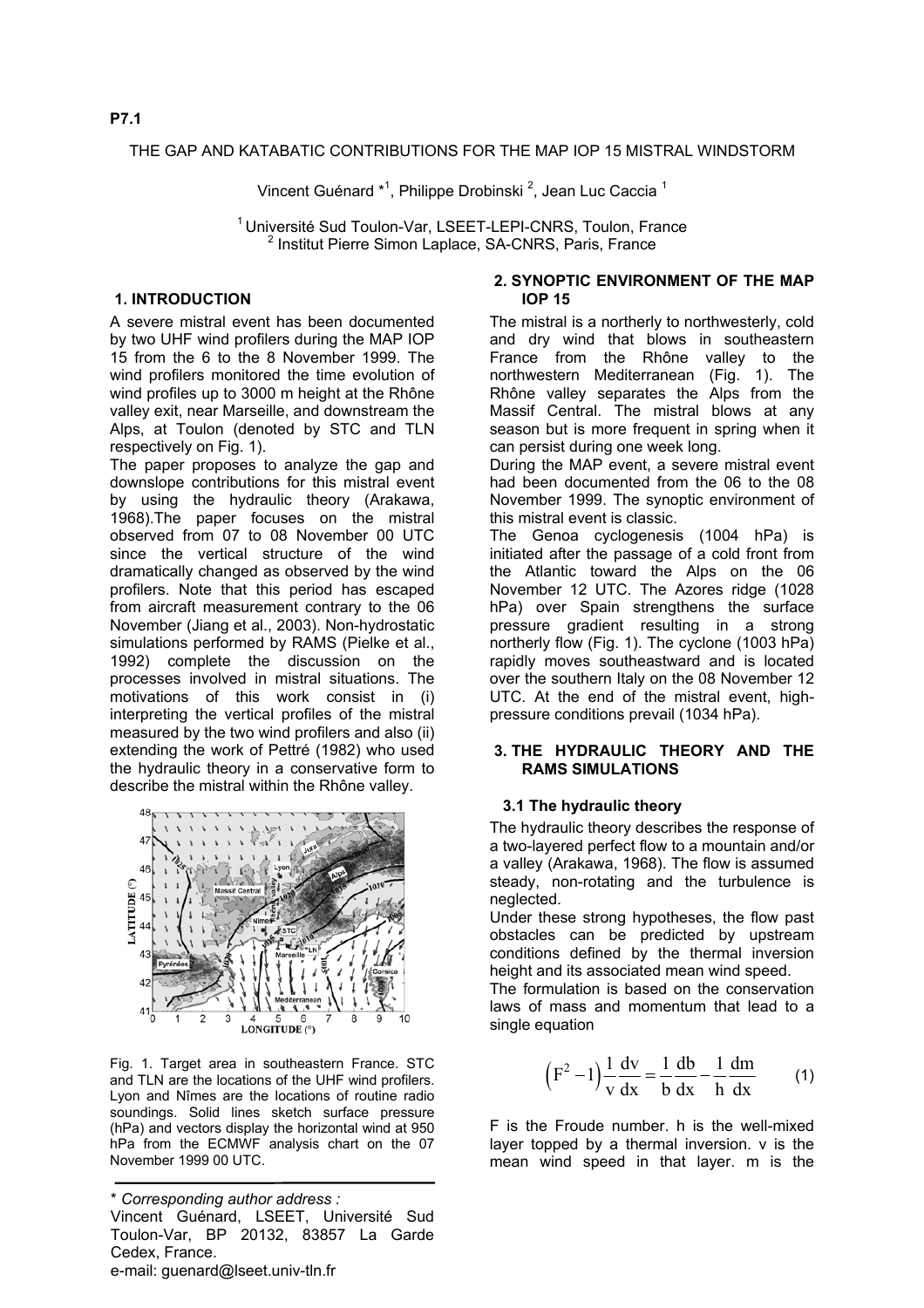P7.1

# THE GAP AND KATABATIC CONTRIBUTIONS FOR THE MAP IOP 15 MISTRAL WINDSTORM

Vincent Guénard *[1], Philippe Drobinski [2], Jean Luc Caccia [1]

[1] Université Sud Toulon-Var, LSEET-LEPI-CNRS, Toulon, France
[2] Institut Pierre Simon Laplace, SA-CNRS, Paris, France

## 1. INTRODUCTION

A severe mistral event has been documented by two UHF wind profilers during the MAP IOP 15 from the 6 to the 8 November 1999. The wind profilers monitored the time evolution of wind profiles up to 3000 m height at the Rhône valley exit, near Marseille, and downstream the Alps, at Toulon (denoted by STC and TLN respectively on Fig. 1).

The paper proposes to analyze the gap and downslope contributions for this mistral event by using the hydraulic theory (Arakawa, 1968).The paper focuses on the mistral observed from 07 to 08 November 00 UTC since the vertical structure of the wind dramatically changed as observed by the wind profilers. Note that this period has escaped from aircraft measurement contrary to the 06 November (Jiang et al., 2003). Non-hydrostatic simulations performed by RAMS (Pielke et al., 1992) complete the discussion on the processes involved in mistral situations. The motivations of this work consist in (i) interpreting the vertical profiles of the mistral measured by the two wind profilers and also (ii) extending the work of Pettré (1982) who used the hydraulic theory in a conservative form to describe the mistral within the Rhône valley.

Fig. 1. Target area in southeastern France. STC and TLN are the locations of the UHF wind profilers. Lyon and Nîmes are the locations of routine radio soundings. Solid lines sketch surface pressure (hPa) and vectors display the horizontal wind at 950 hPa from the ECMWF analysis chart on the 07 November 1999 00 UTC.

\* *Corresponding author address :*
Vincent Guénard, LSEET, Université Sud Toulon-Var, BP 20132, 83857 La Garde Cedex, France.
e-mail: guenard@lseet.univ-tln.fr

## 2. SYNOPTIC ENVIRONMENT OF THE MAP IOP 15

The mistral is a northerly to northwesterly, cold and dry wind that blows in southeastern France from the Rhône valley to the northwestern Mediterranean (Fig. 1). The Rhône valley separates the Alps from the Massif Central. The mistral blows at any season but is more frequent in spring when it can persist during one week long.

During the MAP event, a severe mistral event had been documented from the 06 to the 08 November 1999. The synoptic environment of this mistral event is classic.

The Genoa cyclogenesis (1004 hPa) is initiated after the passage of a cold front from the Atlantic toward the Alps on the 06 November 12 UTC. The Azores ridge (1028 hPa) over Spain strengthens the surface pressure gradient resulting in a strong northerly flow (Fig. 1). The cyclone (1003 hPa) rapidly moves southeastward and is located over the southern Italy on the 08 November 12 UTC. At the end of the mistral event, high-pressure conditions prevail (1034 hPa).

## 3. THE HYDRAULIC THEORY AND THE RAMS SIMULATIONS

### 3.1 The hydraulic theory

The hydraulic theory describes the response of a two-layered perfect flow to a mountain and/or a valley (Arakawa, 1968). The flow is assumed steady, non-rotating and the turbulence is neglected.

Under these strong hypotheses, the flow past obstacles can be predicted by upstream conditions defined by the thermal inversion height and its associated mean wind speed.

The formulation is based on the conservation laws of mass and momentum that lead to a single equation

$$\left(F^2 - 1\right)\frac{1}{v}\frac{dv}{dx} = \frac{1}{b}\frac{db}{dx} - \frac{1}{h}\frac{dm}{dx} \qquad (1)$$

F is the Froude number. h is the well-mixed layer topped by a thermal inversion. v is the mean wind speed in that layer. m is the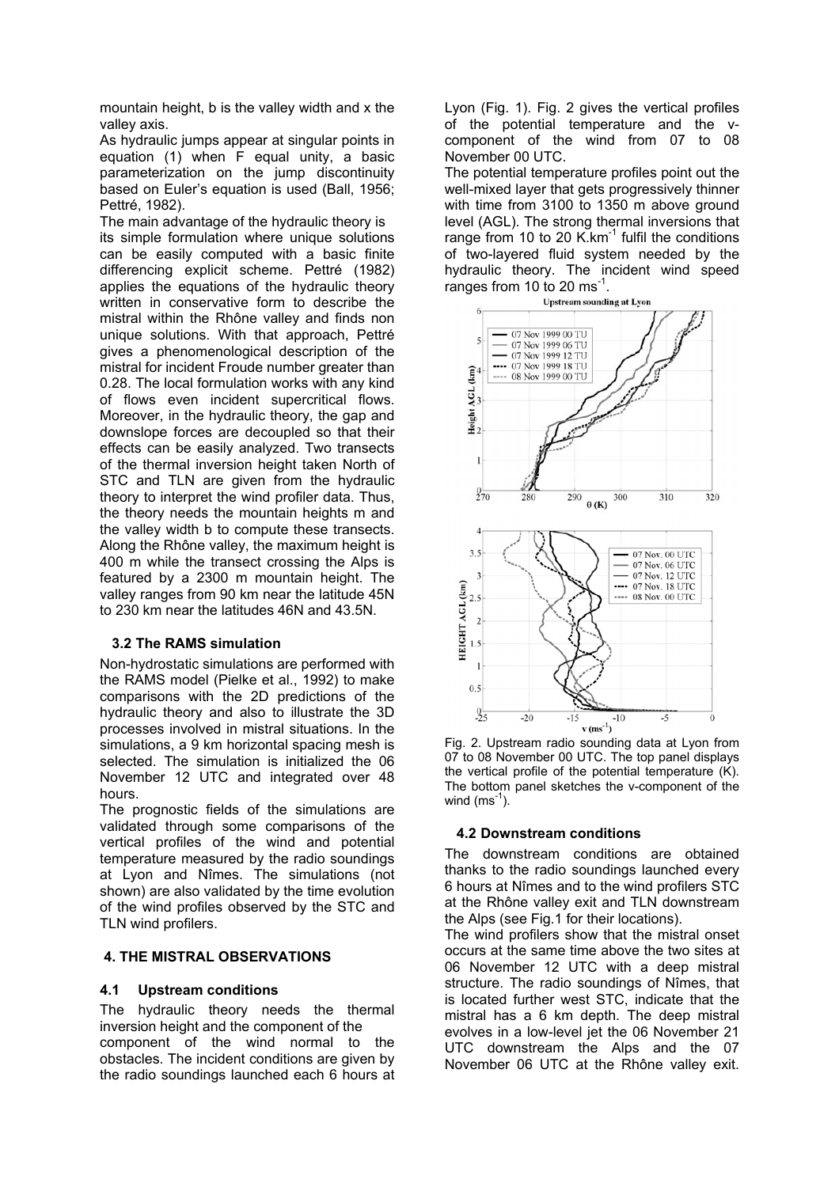mountain height, b is the valley width and x the valley axis.

As hydraulic jumps appear at singular points in equation (1) when F equal unity, a basic parameterization on the jump discontinuity based on Euler's equation is used (Ball, 1956; Pettré, 1982).

The main advantage of the hydraulic theory is its simple formulation where unique solutions can be easily computed with a basic finite differencing explicit scheme. Pettré (1982) applies the equations of the hydraulic theory written in conservative form to describe the mistral within the Rhône valley and finds non unique solutions. With that approach, Pettré gives a phenomenological description of the mistral for incident Froude number greater than 0.28. The local formulation works with any kind of flows even incident supercritical flows. Moreover, in the hydraulic theory, the gap and downslope forces are decoupled so that their effects can be easily analyzed. Two transects of the thermal inversion height taken North of STC and TLN are given from the hydraulic theory to interpret the wind profiler data. Thus, the theory needs the mountain heights m and the valley width b to compute these transects. Along the Rhône valley, the maximum height is 400 m while the transect crossing the Alps is featured by a 2300 m mountain height. The valley ranges from 90 km near the latitude 45N to 230 km near the latitudes 46N and 43.5N.

### 3.2 The RAMS simulation

Non-hydrostatic simulations are performed with the RAMS model (Pielke et al., 1992) to make comparisons with the 2D predictions of the hydraulic theory and also to illustrate the 3D processes involved in mistral situations. In the simulations, a 9 km horizontal spacing mesh is selected. The simulation is initialized the 06 November 12 UTC and integrated over 48 hours.

The prognostic fields of the simulations are validated through some comparisons of the vertical profiles of the wind and potential temperature measured by the radio soundings at Lyon and Nîmes. The simulations (not shown) are also validated by the time evolution of the wind profiles observed by the STC and TLN wind profilers.

## 4. THE MISTRAL OBSERVATIONS

### 4.1 Upstream conditions

The hydraulic theory needs the thermal inversion height and the component of the component of the wind normal to the obstacles. The incident conditions are given by the radio soundings launched each 6 hours at Lyon (Fig. 1). Fig. 2 gives the vertical profiles of the potential temperature and the v-component of the wind from 07 to 08 November 00 UTC.

The potential temperature profiles point out the well-mixed layer that gets progressively thinner with time from 3100 to 1350 m above ground level (AGL). The strong thermal inversions that range from 10 to 20 $K.km^{-1}$ fulfil the conditions of two-layered fluid system needed by the hydraulic theory. The incident wind speed ranges from 10 to 20 $ms^{-1}$.

Fig. 2. Upstream radio sounding data at Lyon from 07 to 08 November 00 UTC. The top panel displays the vertical profile of the potential temperature (K). The bottom panel sketches the v-component of the wind ($ms^{-1}$).

### 4.2 Downstream conditions

The downstream conditions are obtained thanks to the radio soundings launched every 6 hours at Nîmes and to the wind profilers STC at the Rhône valley exit and TLN downstream the Alps (see Fig.1 for their locations).

The wind profilers show that the mistral onset occurs at the same time above the two sites at 06 November 12 UTC with a deep mistral structure. The radio soundings of Nîmes, that is located further west STC, indicate that the mistral has a 6 km depth. The deep mistral evolves in a low-level jet the 06 November 21 UTC downstream the Alps and the 07 November 06 UTC at the Rhône valley exit.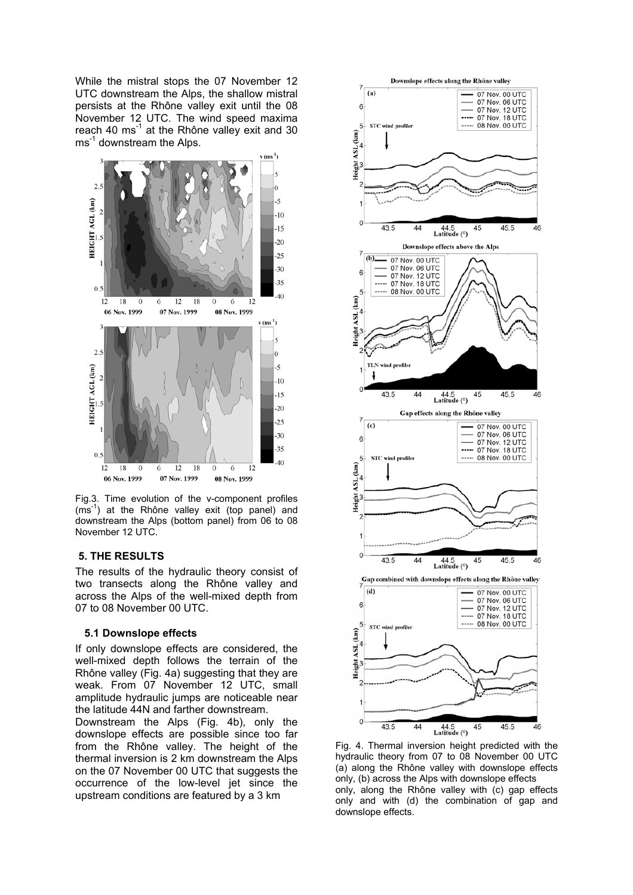While the mistral stops the 07 November 12 UTC downstream the Alps, the shallow mistral persists at the Rhône valley exit until the 08 November 12 UTC. The wind speed maxima reach 40 $ms^{-1}$ at the Rhône valley exit and 30 $ms^{-1}$ downstream the Alps.

Fig.3. Time evolution of the v-component profiles ($ms^{-1}$) at the Rhône valley exit (top panel) and downstream the Alps (bottom panel) from 06 to 08 November 12 UTC.

## 5. THE RESULTS

The results of the hydraulic theory consist of two transects along the Rhône valley and across the Alps of the well-mixed depth from 07 to 08 November 00 UTC.

### 5.1 Downslope effects

If only downslope effects are considered, the well-mixed depth follows the terrain of the Rhône valley (Fig. 4a) suggesting that they are weak. From 07 November 12 UTC, small amplitude hydraulic jumps are noticeable near the latitude 44N and farther downstream.

Downstream the Alps (Fig. 4b), only the downslope effects are possible since too far from the Rhône valley. The height of the thermal inversion is 2 km downstream the Alps on the 07 November 00 UTC that suggests the occurrence of the low-level jet since the upstream conditions are featured by a 3 km

Fig. 4. Thermal inversion height predicted with the hydraulic theory from 07 to 08 November 00 UTC (a) along the Rhône valley with downslope effects only, (b) across the Alps with downslope effects only, along the Rhône valley with (c) gap effects only and with (d) the combination of gap and downslope effects.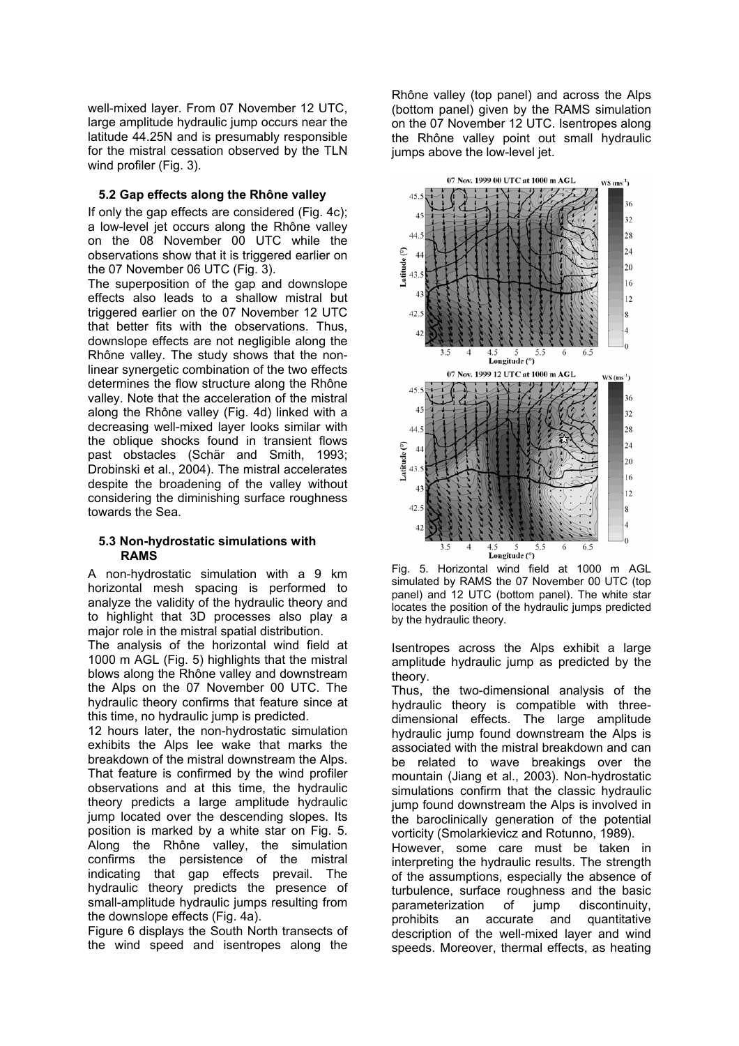well-mixed layer. From 07 November 12 UTC, large amplitude hydraulic jump occurs near the latitude 44.25N and is presumably responsible for the mistral cessation observed by the TLN wind profiler (Fig. 3).

### 5.2 Gap effects along the Rhône valley

If only the gap effects are considered (Fig. 4c); a low-level jet occurs along the Rhône valley on the 08 November 00 UTC while the observations show that it is triggered earlier on the 07 November 06 UTC (Fig. 3).

The superposition of the gap and downslope effects also leads to a shallow mistral but triggered earlier on the 07 November 12 UTC that better fits with the observations. Thus, downslope effects are not negligible along the Rhône valley. The study shows that the non-linear synergetic combination of the two effects determines the flow structure along the Rhône valley. Note that the acceleration of the mistral along the Rhône valley (Fig. 4d) linked with a decreasing well-mixed layer looks similar with the oblique shocks found in transient flows past obstacles (Schär and Smith, 1993; Drobinski et al., 2004). The mistral accelerates despite the broadening of the valley without considering the diminishing surface roughness towards the Sea.

### 5.3 Non-hydrostatic simulations with RAMS

A non-hydrostatic simulation with a 9 km horizontal mesh spacing is performed to analyze the validity of the hydraulic theory and to highlight that 3D processes also play a major role in the mistral spatial distribution.

The analysis of the horizontal wind field at 1000 m AGL (Fig. 5) highlights that the mistral blows along the Rhône valley and downstream the Alps on the 07 November 00 UTC. The hydraulic theory confirms that feature since at this time, no hydraulic jump is predicted.

12 hours later, the non-hydrostatic simulation exhibits the Alps lee wake that marks the breakdown of the mistral downstream the Alps. That feature is confirmed by the wind profiler observations and at this time, the hydraulic theory predicts a large amplitude hydraulic jump located over the descending slopes. Its position is marked by a white star on Fig. 5. Along the Rhône valley, the simulation confirms the persistence of the mistral indicating that gap effects prevail. The hydraulic theory predicts the presence of small-amplitude hydraulic jumps resulting from the downslope effects (Fig. 4a).

Figure 6 displays the South North transects of the wind speed and isentropes along the Rhône valley (top panel) and across the Alps (bottom panel) given by the RAMS simulation on the 07 November 12 UTC. Isentropes along the Rhône valley point out small hydraulic jumps above the low-level jet.

Fig. 5. Horizontal wind field at 1000 m AGL simulated by RAMS the 07 November 00 UTC (top panel) and 12 UTC (bottom panel). The white star locates the position of the hydraulic jumps predicted by the hydraulic theory.

Isentropes across the Alps exhibit a large amplitude hydraulic jump as predicted by the theory.

Thus, the two-dimensional analysis of the hydraulic theory is compatible with three-dimensional effects. The large amplitude hydraulic jump found downstream the Alps is associated with the mistral breakdown and can be related to wave breakings over the mountain (Jiang et al., 2003). Non-hydrostatic simulations confirm that the classic hydraulic jump found downstream the Alps is involved in the baroclinically generation of the potential vorticity (Smolarkievicz and Rotunno, 1989).

However, some care must be taken in interpreting the hydraulic results. The strength of the assumptions, especially the absence of turbulence, surface roughness and the basic parameterization of jump discontinuity, prohibits an accurate and quantitative description of the well-mixed layer and wind speeds. Moreover, thermal effects, as heating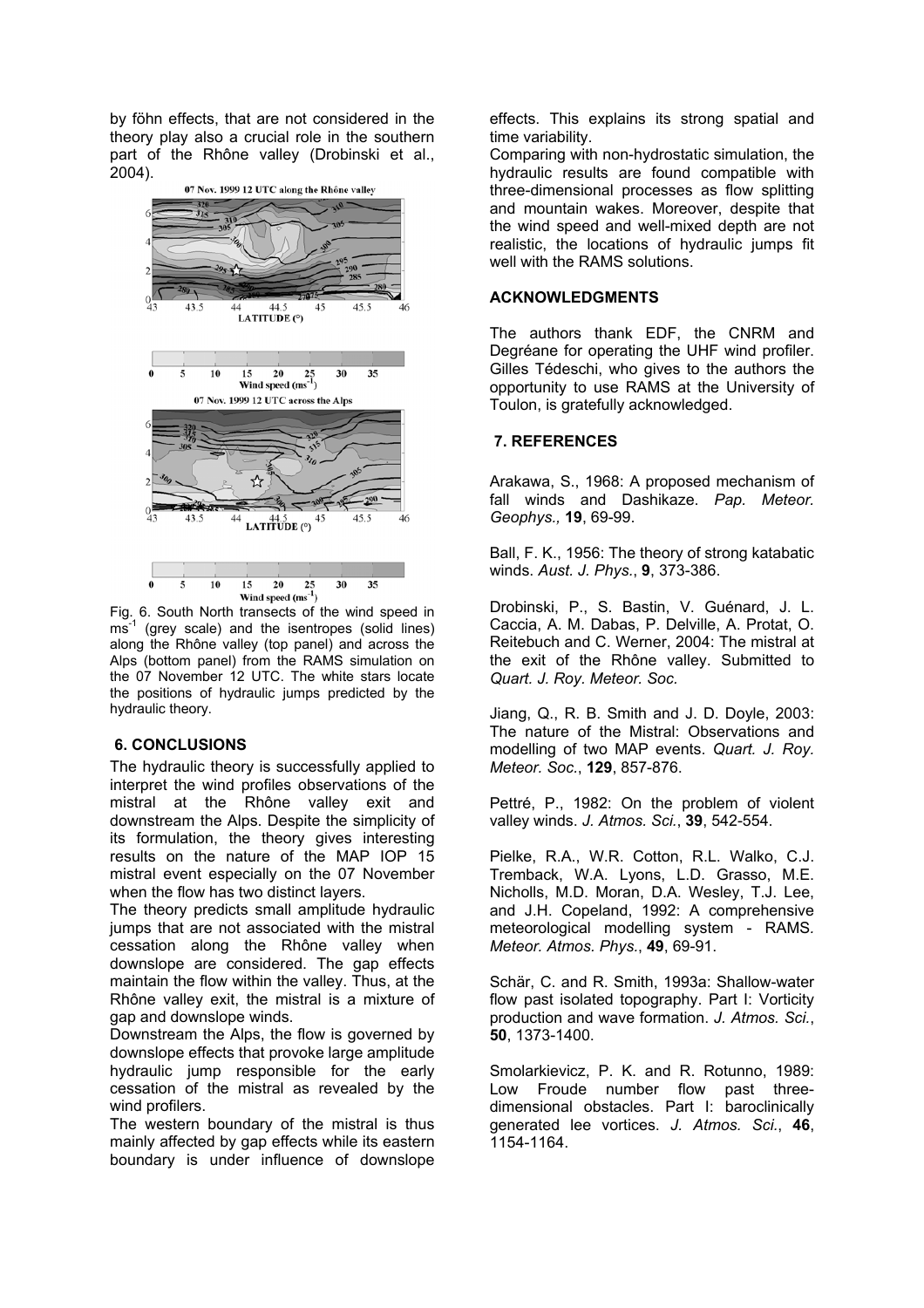by föhn effects, that are not considered in the theory play also a crucial role in the southern part of the Rhône valley (Drobinski et al., 2004).

07 Nov. 1999 12 UTC along the Rhône valley

LATITUDE (°)

Wind speed (ms$^{-1}$)

07 Nov. 1999 12 UTC across the Alps

LATITUDE (°)

Wind speed (ms$^{-1}$)

Fig. 6. South North transects of the wind speed in ms$^{-1}$ (grey scale) and the isentropes (solid lines) along the Rhône valley (top panel) and across the Alps (bottom panel) from the RAMS simulation on the 07 November 12 UTC. The white stars locate the positions of hydraulic jumps predicted by the hydraulic theory.

## 6. CONCLUSIONS

The hydraulic theory is successfully applied to interpret the wind profiles observations of the mistral at the Rhône valley exit and downstream the Alps. Despite the simplicity of its formulation, the theory gives interesting results on the nature of the MAP IOP 15 mistral event especially on the 07 November when the flow has two distinct layers.

The theory predicts small amplitude hydraulic jumps that are not associated with the mistral cessation along the Rhône valley when downslope are considered. The gap effects maintain the flow within the valley. Thus, at the Rhône valley exit, the mistral is a mixture of gap and downslope winds.

Downstream the Alps, the flow is governed by downslope effects that provoke large amplitude hydraulic jump responsible for the early cessation of the mistral as revealed by the wind profilers.

The western boundary of the mistral is thus mainly affected by gap effects while its eastern boundary is under influence of downslope effects. This explains its strong spatial and time variability.

Comparing with non-hydrostatic simulation, the hydraulic results are found compatible with three-dimensional processes as flow splitting and mountain wakes. Moreover, despite that the wind speed and well-mixed depth are not realistic, the locations of hydraulic jumps fit well with the RAMS solutions.

## ACKNOWLEDGMENTS

The authors thank EDF, the CNRM and Degréane for operating the UHF wind profiler. Gilles Tédeschi, who gives to the authors the opportunity to use RAMS at the University of Toulon, is gratefully acknowledged.

## 7. REFERENCES

Arakawa, S., 1968: A proposed mechanism of fall winds and Dashikaze. *Pap. Meteor. Geophys.,* **19**, 69-99.

Ball, F. K., 1956: The theory of strong katabatic winds. *Aust. J. Phys.*, **9**, 373-386.

Drobinski, P., S. Bastin, V. Guénard, J. L. Caccia, A. M. Dabas, P. Delville, A. Protat, O. Reitebuch and C. Werner, 2004: The mistral at the exit of the Rhône valley. Submitted to *Quart. J. Roy. Meteor. Soc.*

Jiang, Q., R. B. Smith and J. D. Doyle, 2003: The nature of the Mistral: Observations and modelling of two MAP events. *Quart. J. Roy. Meteor. Soc.*, **129**, 857-876.

Pettré, P., 1982: On the problem of violent valley winds. *J. Atmos. Sci.*, **39**, 542-554.

Pielke, R.A., W.R. Cotton, R.L. Walko, C.J. Tremback, W.A. Lyons, L.D. Grasso, M.E. Nicholls, M.D. Moran, D.A. Wesley, T.J. Lee, and J.H. Copeland, 1992: A comprehensive meteorological modelling system - RAMS. *Meteor. Atmos. Phys.*, **49**, 69-91.

Schär, C. and R. Smith, 1993a: Shallow-water flow past isolated topography. Part I: Vorticity production and wave formation. *J. Atmos. Sci.*, **50**, 1373-1400.

Smolarkievicz, P. K. and R. Rotunno, 1989: Low Froude number flow past three-dimensional obstacles. Part I: baroclinically generated lee vortices. *J. Atmos. Sci.*, **46**, 1154-1164.